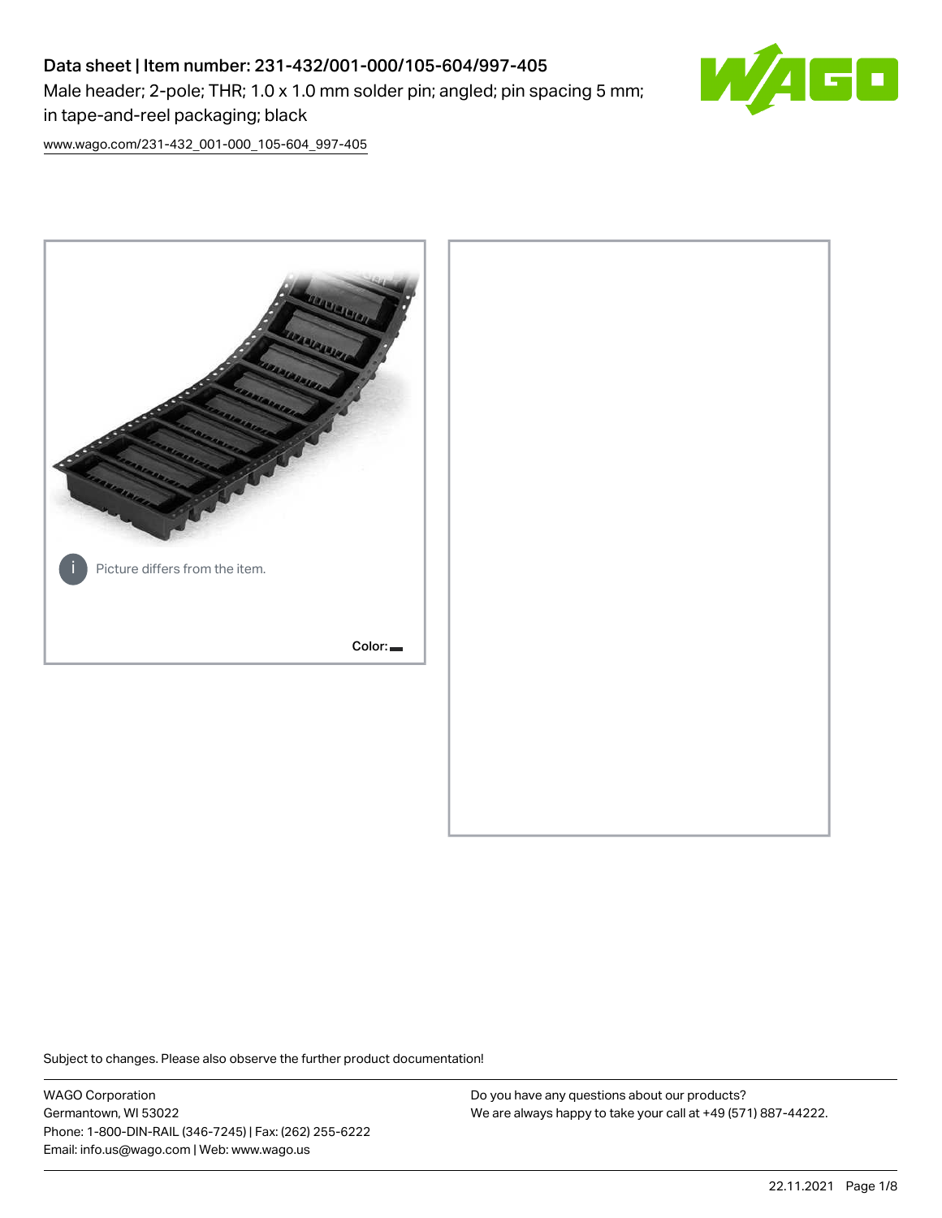# Data sheet | Item number: 231-432/001-000/105-604/997-405

Male header; 2-pole; THR; 1.0 x 1.0 mm solder pin; angled; pin spacing 5 mm; in tape-and-reel packaging; black

www.wago.com/231-432_001-000_105-604_997-405

Picture differs from the item.

Color:

Subject to changes. Please also observe the further product documentation!

WAGO Corporation
Germantown, WI 53022
Phone: 1-800-DIN-RAIL (346-7245) | Fax: (262) 255-6222
Email: info.us@wago.com | Web: www.wago.us

Do you have any questions about our products?
We are always happy to take your call at +49 (571) 887-44222.

22.11.2021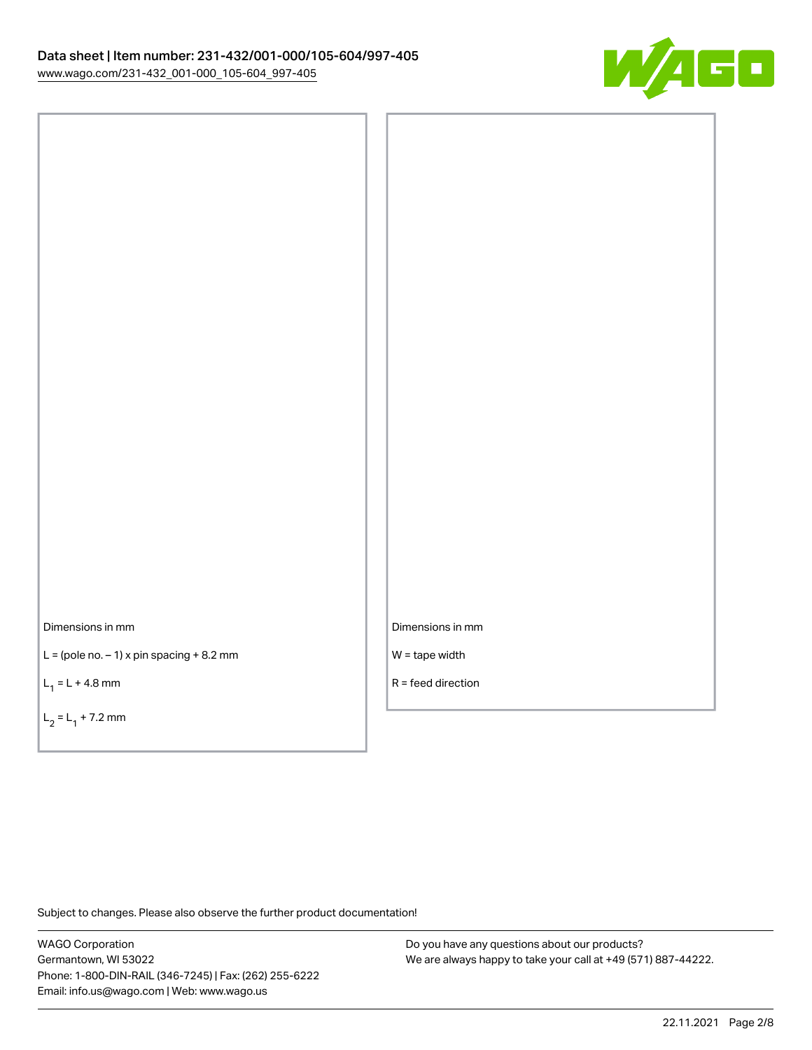Dimensions in mm

L = (pole no. – 1) x pin spacing + 8.2 mm

$L_1$ = L + 4.8 mm

$L_2$ = $L_1$ + 7.2 mm

Dimensions in mm

W = tape width

R = feed direction

Subject to changes. Please also observe the further product documentation!

WAGO Corporation
Germantown, WI 53022
Phone: 1-800-DIN-RAIL (346-7245) | Fax: (262) 255-6222
Email: info.us@wago.com | Web: www.wago.us

Do you have any questions about our products?
We are always happy to take your call at +49 (571) 887-44222.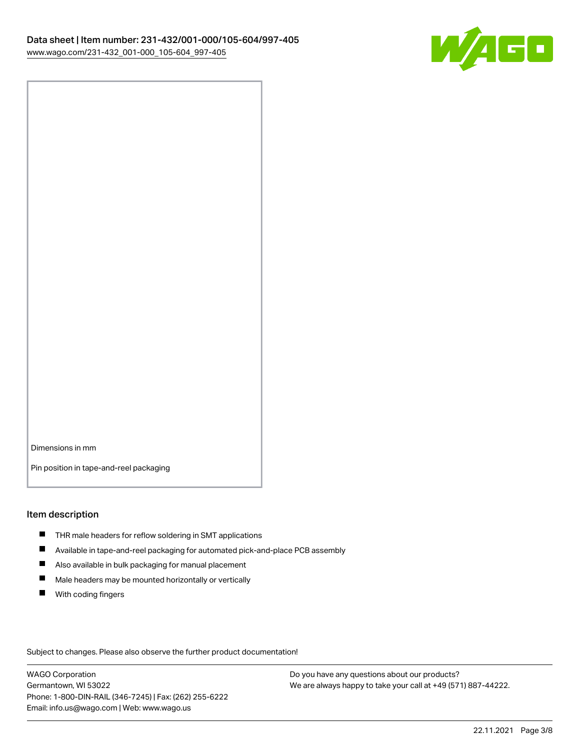Dimensions in mm

Pin position in tape-and-reel packaging

## Item description

- THR male headers for reflow soldering in SMT applications
- Available in tape-and-reel packaging for automated pick-and-place PCB assembly
- Also available in bulk packaging for manual placement
- Male headers may be mounted horizontally or vertically
- With coding fingers

Subject to changes. Please also observe the further product documentation!

WAGO Corporation
Germantown, WI 53022
Phone: 1-800-DIN-RAIL (346-7245) | Fax: (262) 255-6222
Email: info.us@wago.com | Web: www.wago.us

Do you have any questions about our products?
We are always happy to take your call at +49 (571) 887-44222.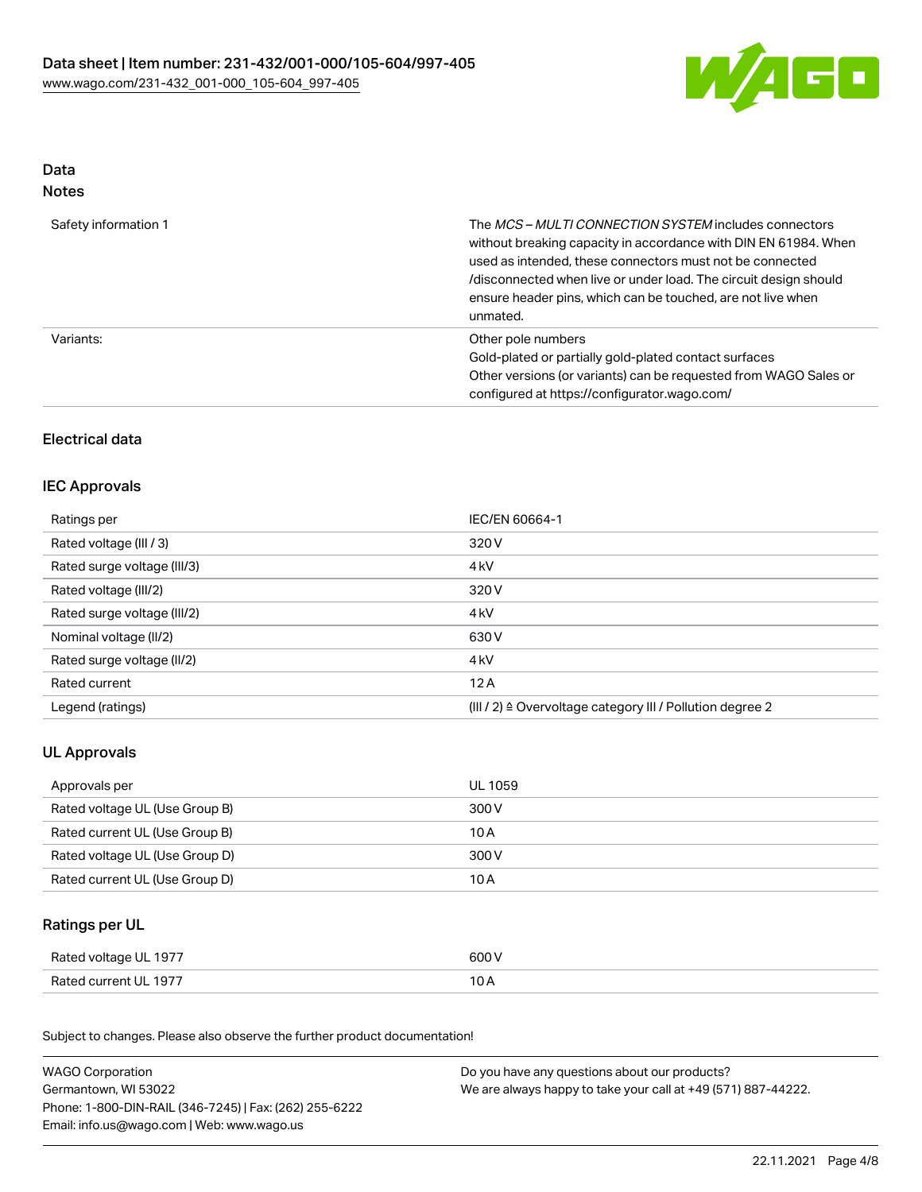## Data
### Notes

| | |
|---|---|
| Safety information 1 | The *MCS – MULTI CONNECTION SYSTEM* includes connectors without breaking capacity in accordance with DIN EN 61984. When used as intended, these connectors must not be connected /disconnected when live or under load. The circuit design should ensure header pins, which can be touched, are not live when unmated. |
| Variants: | Other pole numbers<br>Gold-plated or partially gold-plated contact surfaces<br>Other versions (or variants) can be requested from WAGO Sales or configured at https://configurator.wago.com/ |

## Electrical data

### IEC Approvals

| | |
|---|---|
| Ratings per | IEC/EN 60664-1 |
| Rated voltage (III / 3) | 320 V |
| Rated surge voltage (III/3) | 4 kV |
| Rated voltage (III/2) | 320 V |
| Rated surge voltage (III/2) | 4 kV |
| Nominal voltage (II/2) | 630 V |
| Rated surge voltage (II/2) | 4 kV |
| Rated current | 12 A |
| Legend (ratings) | (III / 2) ≙ Overvoltage category III / Pollution degree 2 |

### UL Approvals

| | |
|---|---|
| Approvals per | UL 1059 |
| Rated voltage UL (Use Group B) | 300 V |
| Rated current UL (Use Group B) | 10 A |
| Rated voltage UL (Use Group D) | 300 V |
| Rated current UL (Use Group D) | 10 A |

### Ratings per UL

| | |
|---|---|
| Rated voltage UL 1977 | 600 V |
| Rated current UL 1977 | 10 A |

Subject to changes. Please also observe the further product documentation!

WAGO Corporation
Germantown, WI 53022
Phone: 1-800-DIN-RAIL (346-7245) | Fax: (262) 255-6222
Email: info.us@wago.com | Web: www.wago.us

Do you have any questions about our products?
We are always happy to take your call at +49 (571) 887-44222.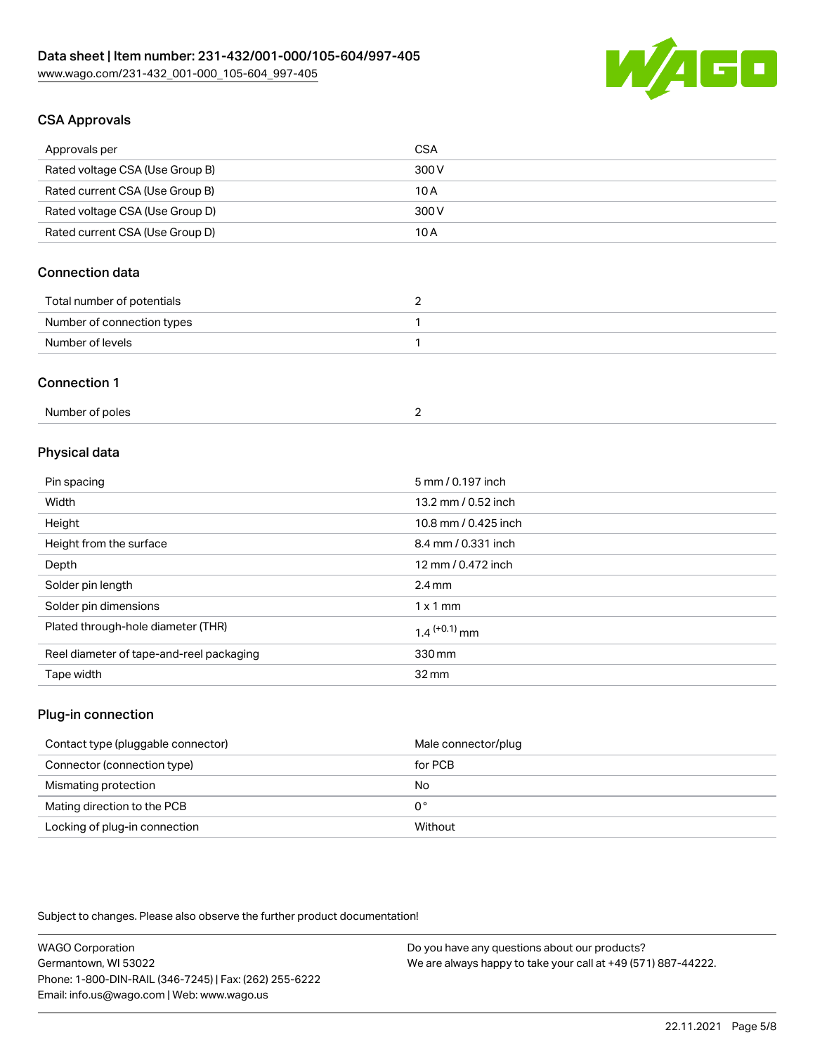## CSA Approvals

| Approvals per | CSA |
| --- | --- |
| Rated voltage CSA (Use Group B) | 300 V |
| Rated current CSA (Use Group B) | 10 A |
| Rated voltage CSA (Use Group D) | 300 V |
| Rated current CSA (Use Group D) | 10 A |

## Connection data

| Total number of potentials | 2 |
| --- | --- |
| Number of connection types | 1 |
| Number of levels | 1 |

## Connection 1

| Number of poles | 2 |
| --- | --- |

## Physical data

| Pin spacing | 5 mm / 0.197 inch |
| --- | --- |
| Width | 13.2 mm / 0.52 inch |
| Height | 10.8 mm / 0.425 inch |
| Height from the surface | 8.4 mm / 0.331 inch |
| Depth | 12 mm / 0.472 inch |
| Solder pin length | 2.4 mm |
| Solder pin dimensions | 1 x 1 mm |
| Plated through-hole diameter (THR) | $1.4^{(+0.1)}$ mm |
| Reel diameter of tape-and-reel packaging | 330 mm |
| Tape width | 32 mm |

## Plug-in connection

| Contact type (pluggable connector) | Male connector/plug |
| --- | --- |
| Connector (connection type) | for PCB |
| Mismating protection | No |
| Mating direction to the PCB | 0° |
| Locking of plug-in connection | Without |

Subject to changes. Please also observe the further product documentation!

WAGO Corporation
Germantown, WI 53022
Phone: 1-800-DIN-RAIL (346-7245) | Fax: (262) 255-6222
Email: info.us@wago.com | Web: www.wago.us

Do you have any questions about our products?
We are always happy to take your call at +49 (571) 887-44222.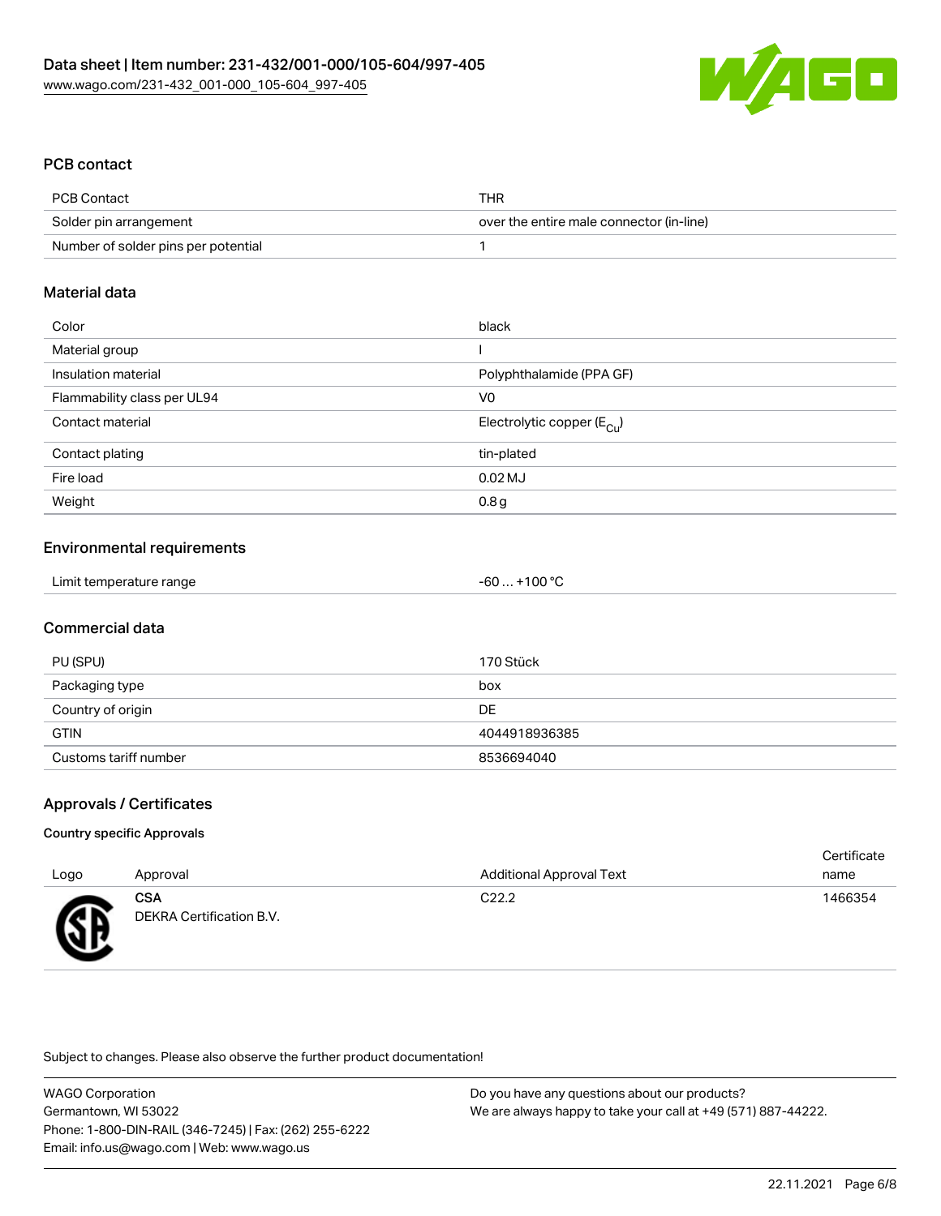## PCB contact

| | |
|---|---|
| PCB Contact | THR |
| Solder pin arrangement | over the entire male connector (in-line) |
| Number of solder pins per potential | 1 |

## Material data

| | |
|---|---|
| Color | black |
| Material group | I |
| Insulation material | Polyphthalamide (PPA GF) |
| Flammability class per UL94 | V0 |
| Contact material | Electrolytic copper ($E_{Cu}$) |
| Contact plating | tin-plated |
| Fire load | 0.02 MJ |
| Weight | 0.8 g |

## Environmental requirements

| | |
|---|---|
| Limit temperature range | -60 … +100 °C |

## Commercial data

| | |
|---|---|
| PU (SPU) | 170 Stück |
| Packaging type | box |
| Country of origin | DE |
| GTIN | 4044918936385 |
| Customs tariff number | 8536694040 |

## Approvals / Certificates

### Country specific Approvals

| Logo | Approval | Additional Approval Text | Certificate name |
|---|---|---|---|
| | **CSA** DEKRA Certification B.V. | C22.2 | 1466354 |

Subject to changes. Please also observe the further product documentation!

WAGO Corporation
Germantown, WI 53022
Phone: 1-800-DIN-RAIL (346-7245) | Fax: (262) 255-6222
Email: info.us@wago.com | Web: www.wago.us

Do you have any questions about our products?
We are always happy to take your call at +49 (571) 887-44222.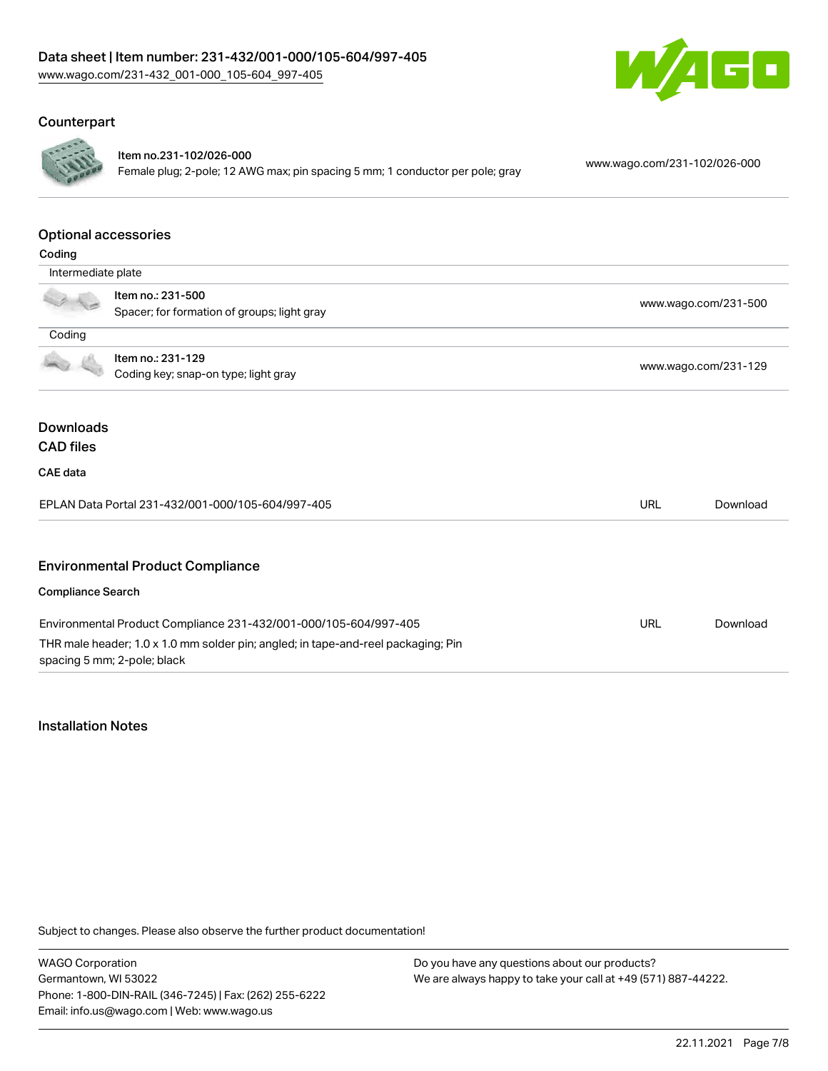## Counterpart

| | | |
|---|---|---|
| | Item no.231-102/026-000<br>Female plug; 2-pole; 12 AWG max; pin spacing 5 mm; 1 conductor per pole; gray | www.wago.com/231-102/026-000 |

## Optional accessories

### Coding

| | | |
|---|---|---|
| Intermediate plate | | |
| | Item no.: 231-500<br>Spacer; for formation of groups; light gray | www.wago.com/231-500 |
| Coding | | |
| | Item no.: 231-129<br>Coding key; snap-on type; light gray | www.wago.com/231-129 |

## Downloads

### CAD files

#### CAE data

| | | |
|---|---|---|
| EPLAN Data Portal 231-432/001-000/105-604/997-405 | URL | Download |

## Environmental Product Compliance

### Compliance Search

| | | |
|---|---|---|
| Environmental Product Compliance 231-432/001-000/105-604/997-405<br>THR male header; 1.0 x 1.0 mm solder pin; angled; in tape-and-reel packaging; Pin spacing 5 mm; 2-pole; black | URL | Download |

## Installation Notes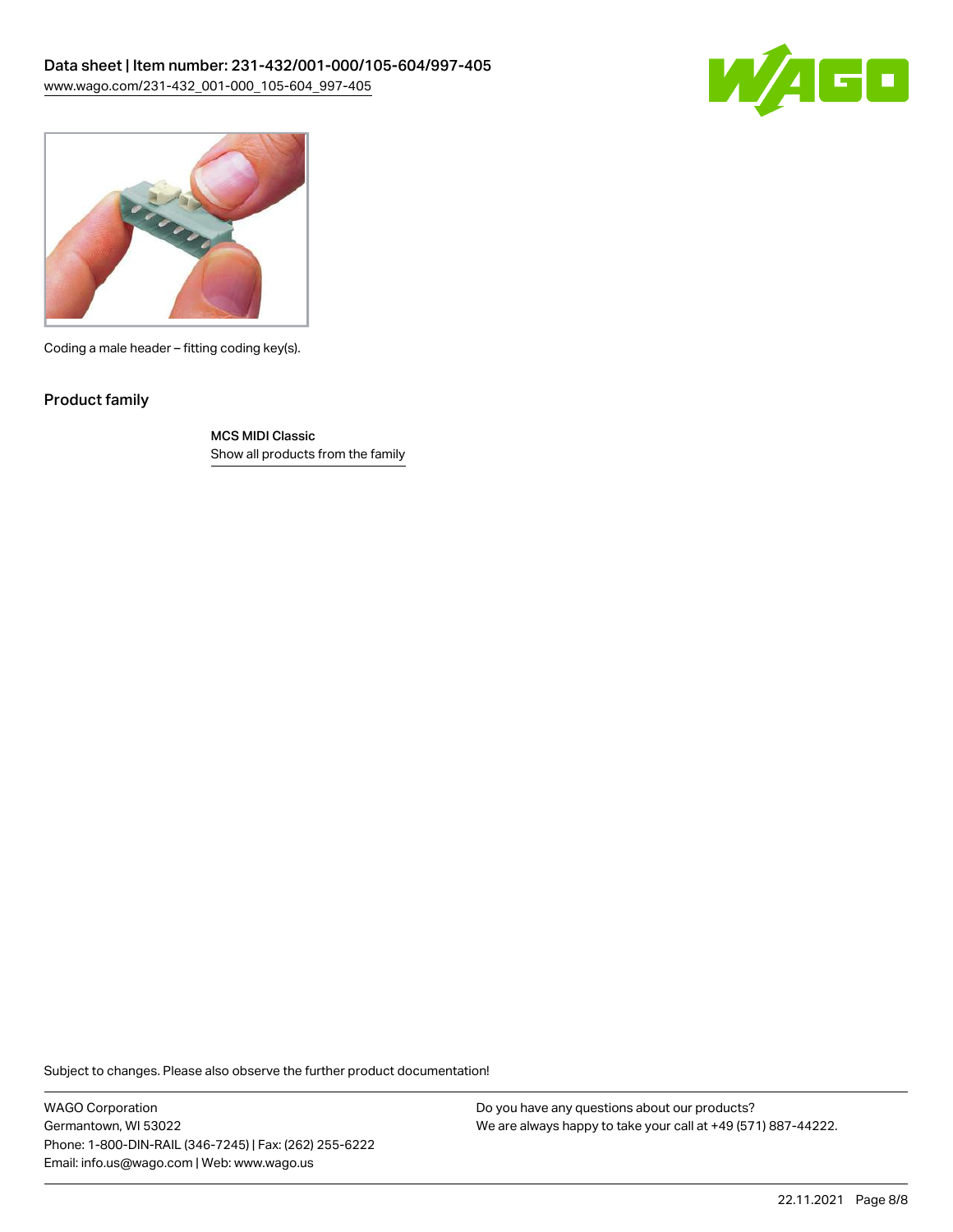Coding a male header – fitting coding key(s).

## Product family

MCS MIDI Classic
Show all products from the family

Subject to changes. Please also observe the further product documentation!

WAGO Corporation
Germantown, WI 53022
Phone: 1-800-DIN-RAIL (346-7245) | Fax: (262) 255-6222
Email: info.us@wago.com | Web: www.wago.us

Do you have any questions about our products?
We are always happy to take your call at +49 (571) 887-44222.